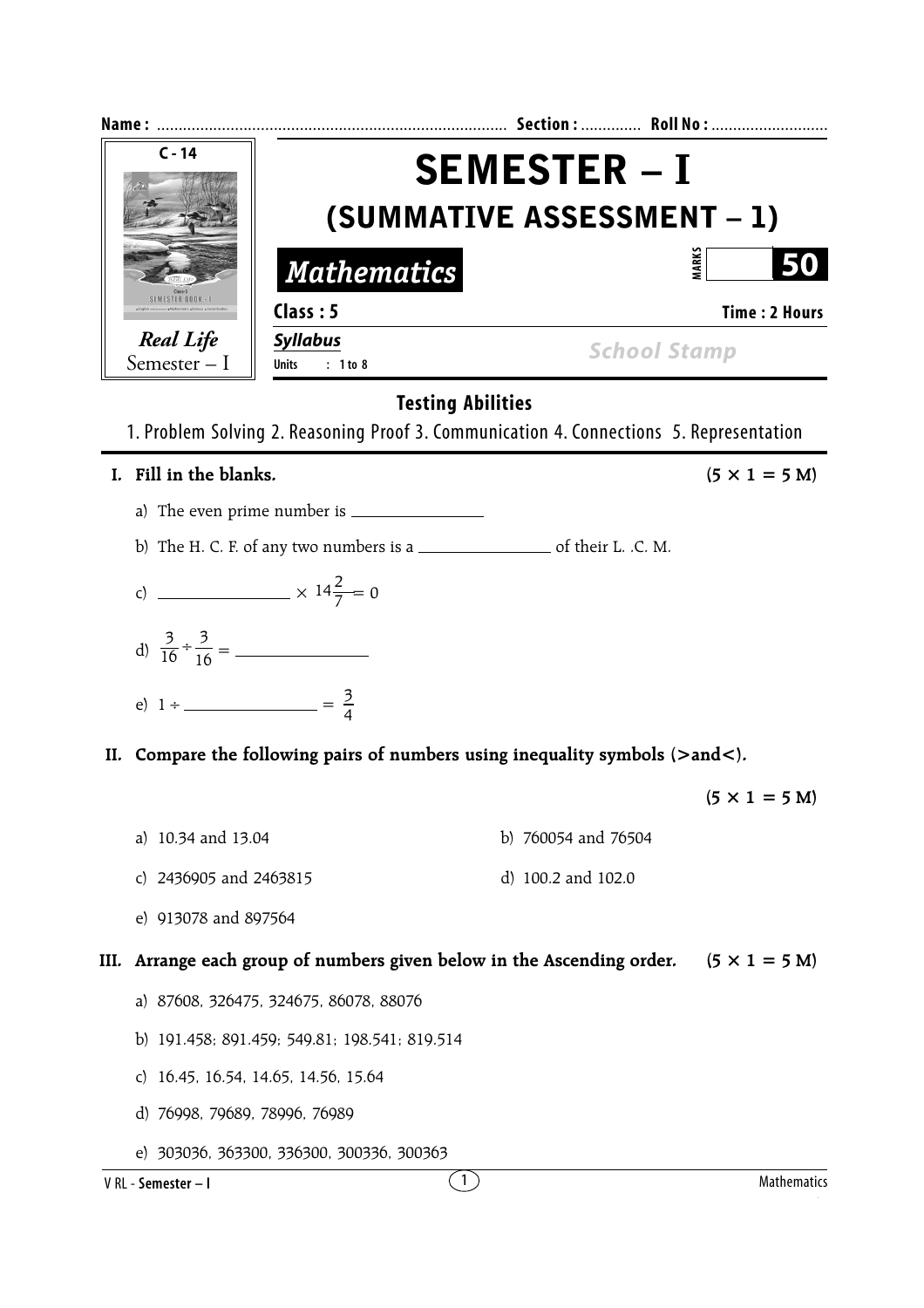Name : ................................................................................ Section : ............. Roll No : ..........................

C - 14

*Real Life*
Semester – I

# SEMESTER – I

## (SUMMATIVE ASSESSMENT – 1)

**Mathematics**

MARKS **50**

**Class : 5** **Time : 2 Hours**

**Syllabus**

**Units : 1 to 8**

School Stamp

### Testing Abilities

1. Problem Solving 2. Reasoning Proof 3. Communication 4. Connections 5. Representation

**I. Fill in the blanks.** **(5 × 1 = 5 M)**

a) The even prime number is ________________

b) The H. C. F. of any two numbers is a ________________ of their L. .C. M.

c) ________________ $\times 14\frac{2}{7} = 0$

d) $\frac{3}{16} \div \frac{3}{16} =$ ________________

e) $1 \div$ ________________ $= \frac{3}{4}$

**II. Compare the following pairs of numbers using inequality symbols (>and<).** **(5 × 1 = 5 M)**

a) 10.34 and 13.04

b) 760054 and 76504

c) 2436905 and 2463815

d) 100.2 and 102.0

e) 913078 and 897564

**III. Arrange each group of numbers given below in the Ascending order.** **(5 × 1 = 5 M)**

a) 87608, 326475, 324675, 86078, 88076

b) 191.458; 891.459; 549.81; 198.541; 819.514

c) 16.45, 16.54, 14.65, 14.56, 15.64

d) 76998, 79689, 78996, 76989

e) 303036, 363300, 336300, 300336, 300363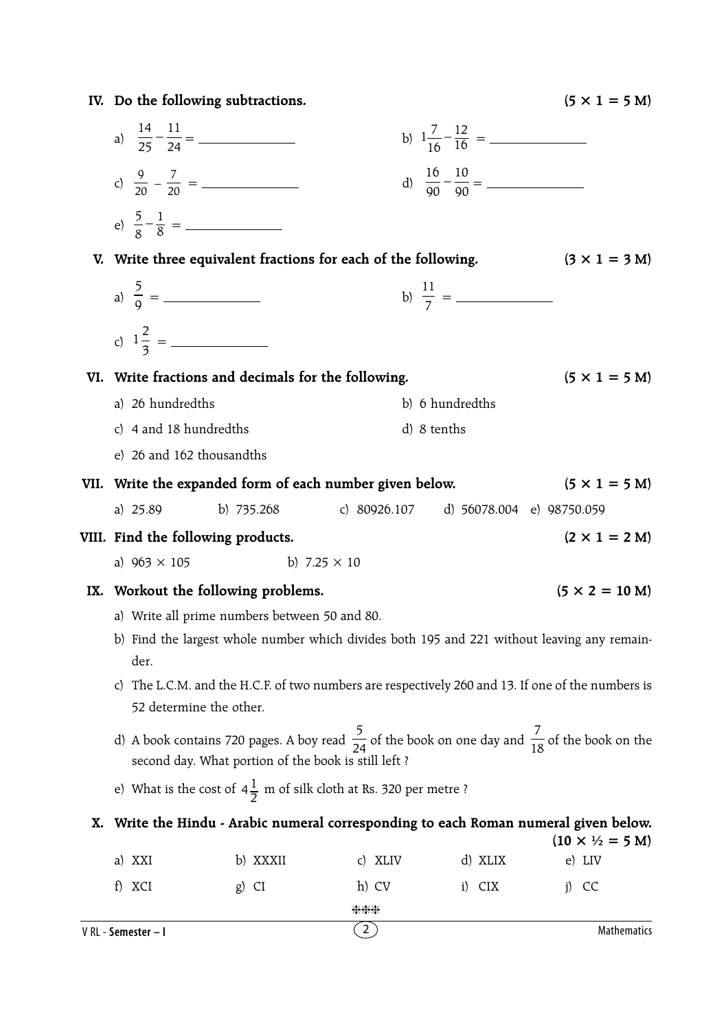**IV. Do the following subtractions.** **(5 × 1 = 5 M)**

a) $\frac{14}{25} - \frac{11}{24} =$ ______________

b) $1\frac{7}{16} - \frac{12}{16} =$ ______________

c) $\frac{9}{20} - \frac{7}{20} =$ ______________

d) $\frac{16}{90} - \frac{10}{90} =$ ______________

e) $\frac{5}{8} - \frac{1}{8} =$ ______________

**V. Write three equivalent fractions for each of the following.** **(3 × 1 = 3 M)**

a) $\frac{5}{9} =$ ______________

b) $\frac{11}{7} =$ ______________

c) $1\frac{2}{3} =$ ______________

**VI. Write fractions and decimals for the following.** **(5 × 1 = 5 M)**

a) 26 hundredths

b) 6 hundredths

c) 4 and 18 hundredths

d) 8 tenths

e) 26 and 162 thousandths

**VII. Write the expanded form of each number given below.** **(5 × 1 = 5 M)**

a) 25.89 b) 735.268 c) 80926.107 d) 56078.004 e) 98750.059

**VIII. Find the following products.** **(2 × 1 = 2 M)**

a) 963 × 105 b) 7.25 × 10

**IX. Workout the following problems.** **(5 × 2 = 10 M)**

a) Write all prime numbers between 50 and 80.

b) Find the largest whole number which divides both 195 and 221 without leaving any remainder.

c) The L.C.M. and the H.C.F. of two numbers are respectively 260 and 13. If one of the numbers is 52 determine the other.

d) A book contains 720 pages. A boy read $\frac{5}{24}$ of the book on one day and $\frac{7}{18}$ of the book on the second day. What portion of the book is still left ?

e) What is the cost of $4\frac{1}{2}$ m of silk cloth at Rs. 320 per metre ?

**X. Write the Hindu - Arabic numeral corresponding to each Roman numeral given below.** **(10 × ½ = 5 M)**

a) XXI b) XXXII c) XLIV d) XLIX e) LIV

f) XCI g) CI h) CV i) CIX j) CC

\*\*\*